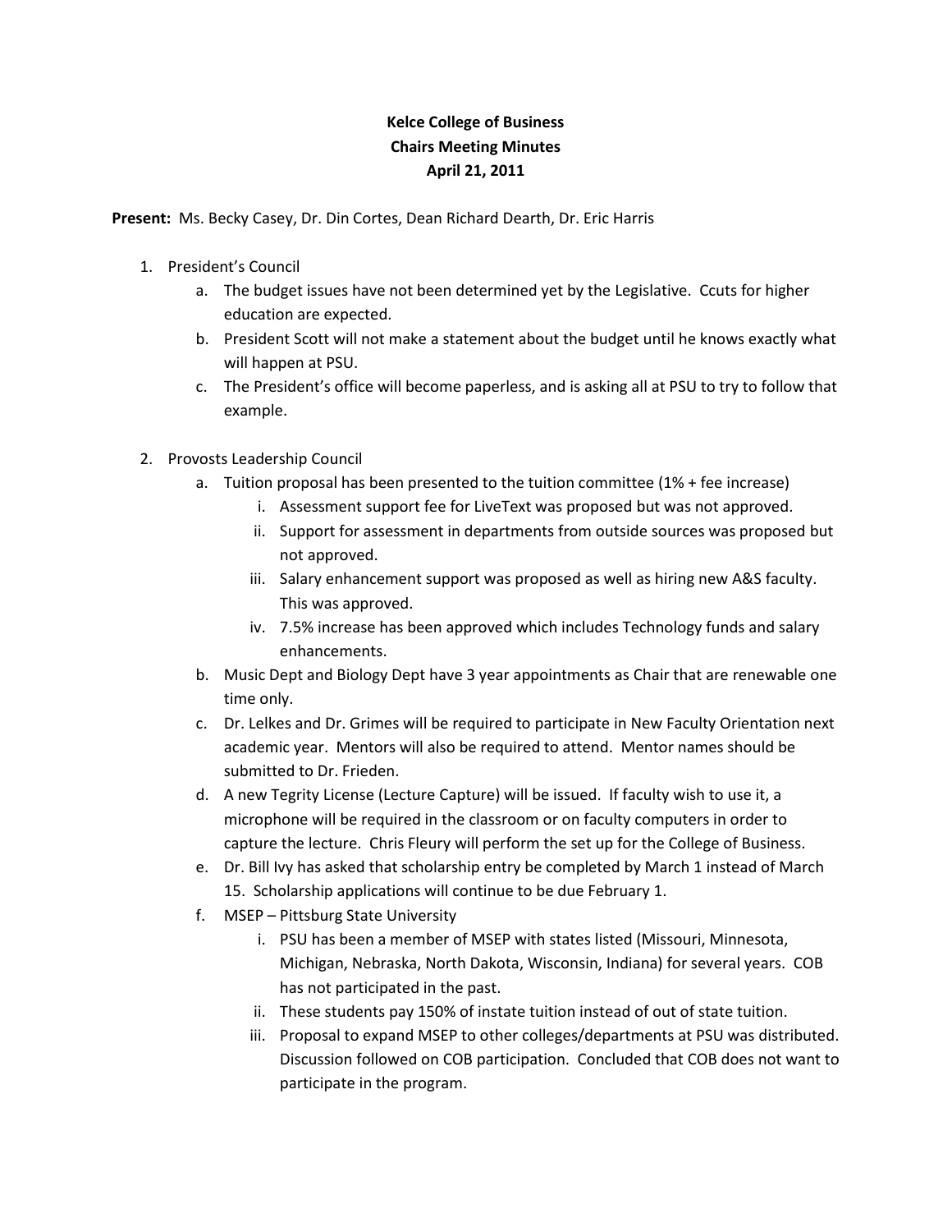**Kelce College of Business**
**Chairs Meeting Minutes**
**April 21, 2011**

**Present:** Ms. Becky Casey, Dr. Din Cortes, Dean Richard Dearth, Dr. Eric Harris

1. President's Council
    a. The budget issues have not been determined yet by the Legislative. Ccuts for higher education are expected.
    b. President Scott will not make a statement about the budget until he knows exactly what will happen at PSU.
    c. The President's office will become paperless, and is asking all at PSU to try to follow that example.

2. Provosts Leadership Council
    a. Tuition proposal has been presented to the tuition committee (1% + fee increase)
        i. Assessment support fee for LiveText was proposed but was not approved.
        ii. Support for assessment in departments from outside sources was proposed but not approved.
        iii. Salary enhancement support was proposed as well as hiring new A&S faculty. This was approved.
        iv. 7.5% increase has been approved which includes Technology funds and salary enhancements.
    b. Music Dept and Biology Dept have 3 year appointments as Chair that are renewable one time only.
    c. Dr. Lelkes and Dr. Grimes will be required to participate in New Faculty Orientation next academic year. Mentors will also be required to attend. Mentor names should be submitted to Dr. Frieden.
    d. A new Tegrity License (Lecture Capture) will be issued. If faculty wish to use it, a microphone will be required in the classroom or on faculty computers in order to capture the lecture. Chris Fleury will perform the set up for the College of Business.
    e. Dr. Bill Ivy has asked that scholarship entry be completed by March 1 instead of March 15. Scholarship applications will continue to be due February 1.
    f. MSEP – Pittsburg State University
        i. PSU has been a member of MSEP with states listed (Missouri, Minnesota, Michigan, Nebraska, North Dakota, Wisconsin, Indiana) for several years. COB has not participated in the past.
        ii. These students pay 150% of instate tuition instead of out of state tuition.
        iii. Proposal to expand MSEP to other colleges/departments at PSU was distributed. Discussion followed on COB participation. Concluded that COB does not want to participate in the program.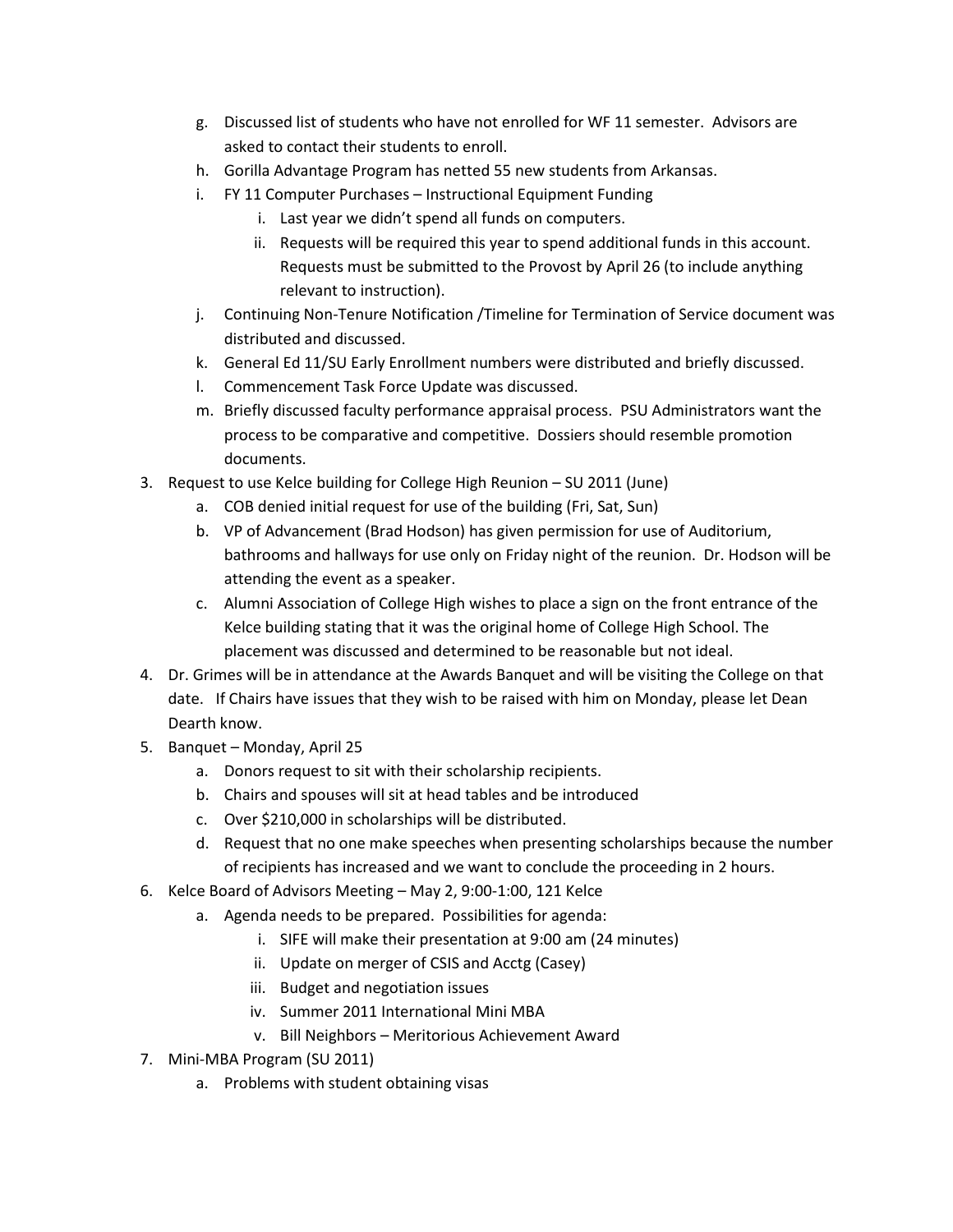g. Discussed list of students who have not enrolled for WF 11 semester. Advisors are asked to contact their students to enroll.
   h. Gorilla Advantage Program has netted 55 new students from Arkansas.
   i. FY 11 Computer Purchases – Instructional Equipment Funding
      i. Last year we didn't spend all funds on computers.
      ii. Requests will be required this year to spend additional funds in this account. Requests must be submitted to the Provost by April 26 (to include anything relevant to instruction).
   j. Continuing Non-Tenure Notification /Timeline for Termination of Service document was distributed and discussed.
   k. General Ed 11/SU Early Enrollment numbers were distributed and briefly discussed.
   l. Commencement Task Force Update was discussed.
   m. Briefly discussed faculty performance appraisal process. PSU Administrators want the process to be comparative and competitive. Dossiers should resemble promotion documents.
3. Request to use Kelce building for College High Reunion – SU 2011 (June)
   a. COB denied initial request for use of the building (Fri, Sat, Sun)
   b. VP of Advancement (Brad Hodson) has given permission for use of Auditorium, bathrooms and hallways for use only on Friday night of the reunion. Dr. Hodson will be attending the event as a speaker.
   c. Alumni Association of College High wishes to place a sign on the front entrance of the Kelce building stating that it was the original home of College High School. The placement was discussed and determined to be reasonable but not ideal.
4. Dr. Grimes will be in attendance at the Awards Banquet and will be visiting the College on that date. If Chairs have issues that they wish to be raised with him on Monday, please let Dean Dearth know.
5. Banquet – Monday, April 25
   a. Donors request to sit with their scholarship recipients.
   b. Chairs and spouses will sit at head tables and be introduced
   c. Over $210,000 in scholarships will be distributed.
   d. Request that no one make speeches when presenting scholarships because the number of recipients has increased and we want to conclude the proceeding in 2 hours.
6. Kelce Board of Advisors Meeting – May 2, 9:00-1:00, 121 Kelce
   a. Agenda needs to be prepared. Possibilities for agenda:
      i. SIFE will make their presentation at 9:00 am (24 minutes)
      ii. Update on merger of CSIS and Acctg (Casey)
      iii. Budget and negotiation issues
      iv. Summer 2011 International Mini MBA
      v. Bill Neighbors – Meritorious Achievement Award
7. Mini-MBA Program (SU 2011)
   a. Problems with student obtaining visas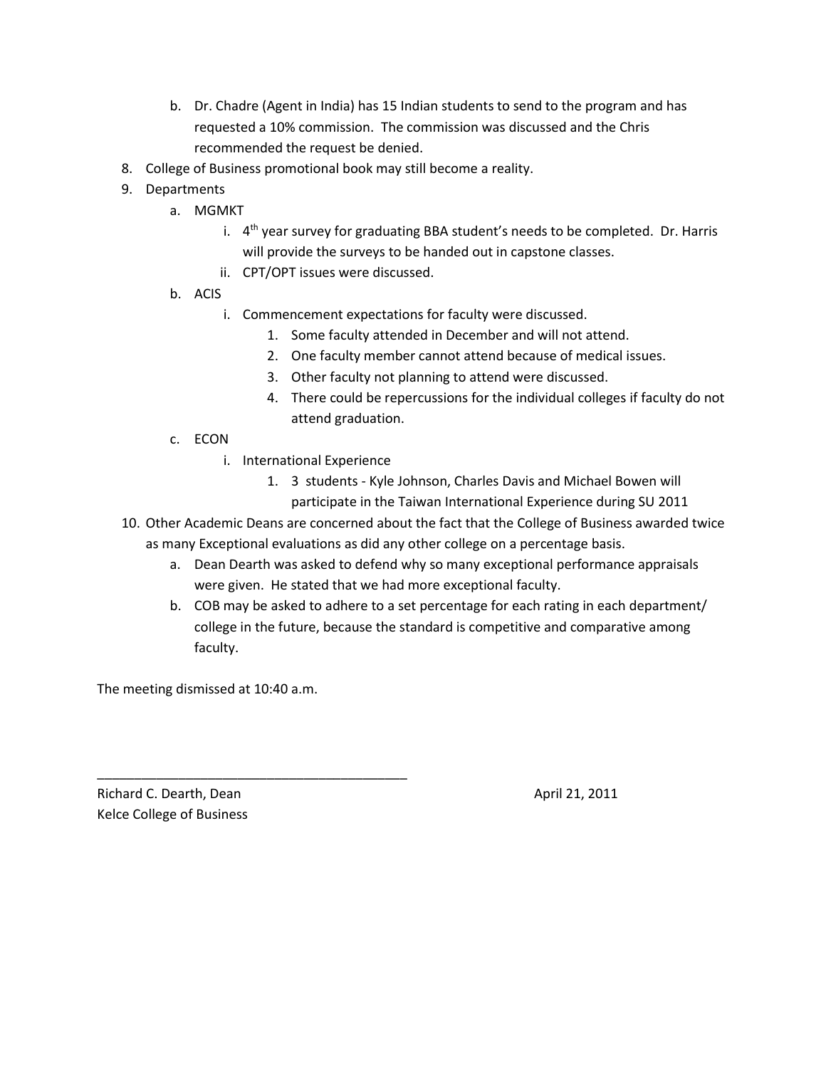b. Dr. Chadre (Agent in India) has 15 Indian students to send to the program and has requested a 10% commission. The commission was discussed and the Chris recommended the request be denied.

8. College of Business promotional book may still become a reality.
9. Departments
   a. MGMKT
      i. 4th year survey for graduating BBA student's needs to be completed. Dr. Harris will provide the surveys to be handed out in capstone classes.
      ii. CPT/OPT issues were discussed.
   b. ACIS
      i. Commencement expectations for faculty were discussed.
         1. Some faculty attended in December and will not attend.
         2. One faculty member cannot attend because of medical issues.
         3. Other faculty not planning to attend were discussed.
         4. There could be repercussions for the individual colleges if faculty do not attend graduation.
   c. ECON
      i. International Experience
         1. 3 students - Kyle Johnson, Charles Davis and Michael Bowen will participate in the Taiwan International Experience during SU 2011
10. Other Academic Deans are concerned about the fact that the College of Business awarded twice as many Exceptional evaluations as did any other college on a percentage basis.
    a. Dean Dearth was asked to defend why so many exceptional performance appraisals were given. He stated that we had more exceptional faculty.
    b. COB may be asked to adhere to a set percentage for each rating in each department/ college in the future, because the standard is competitive and comparative among faculty.

The meeting dismissed at 10:40 a.m.

\_\_\_\_\_\_\_\_\_\_\_\_\_\_\_\_\_\_\_\_\_\_\_\_\_\_\_\_\_\_\_\_\_\_\_\_\_\_\_\_\_\_\_\_

Richard C. Dearth, Dean  
Kelce College of Business

April 21, 2011